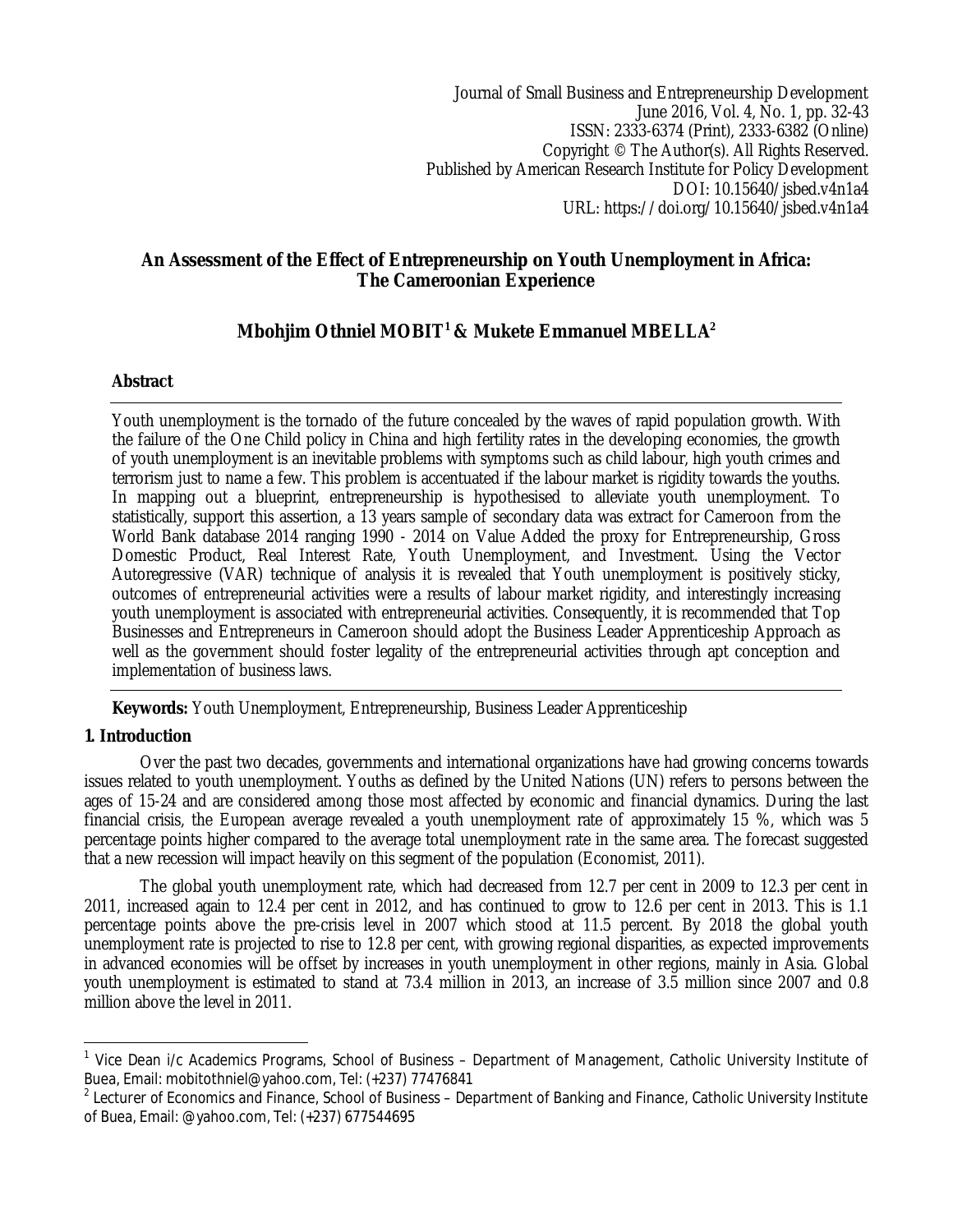Journal of Small Business and Entrepreneurship Development
June 2016, Vol. 4, No. 1, pp. 32-43
ISSN: 2333-6374 (Print), 2333-6382 (Online)
Copyright © The Author(s). All Rights Reserved.
Published by American Research Institute for Policy Development
DOI: 10.15640/jsbed.v4n1a4
URL: https://doi.org/10.15640/jsbed.v4n1a4

# An Assessment of the Effect of Entrepreneurship on Youth Unemployment in Africa: The Cameroonian Experience

**Mbohjim Othniel MOBIT[1] & Mukete Emmanuel MBELLA[2]**

## Abstract

Youth unemployment is the tornado of the future concealed by the waves of rapid population growth. With the failure of the One Child policy in China and high fertility rates in the developing economies, the growth of youth unemployment is an inevitable problems with symptoms such as child labour, high youth crimes and terrorism just to name a few. This problem is accentuated if the labour market is rigidity towards the youths. In mapping out a blueprint, entrepreneurship is hypothesised to alleviate youth unemployment. To statistically, support this assertion, a 13 years sample of secondary data was extract for Cameroon from the World Bank database 2014 ranging 1990 - 2014 on Value Added the proxy for Entrepreneurship, Gross Domestic Product, Real Interest Rate, Youth Unemployment, and Investment. Using the Vector Autoregressive (VAR) technique of analysis it is revealed that Youth unemployment is positively sticky, outcomes of entrepreneurial activities were a results of labour market rigidity, and interestingly increasing youth unemployment is associated with entrepreneurial activities. Consequently, it is recommended that Top Businesses and Entrepreneurs in Cameroon should adopt the Business Leader Apprenticeship Approach as well as the government should foster legality of the entrepreneurial activities through apt conception and implementation of business laws.

**Keywords:** Youth Unemployment, Entrepreneurship, Business Leader Apprenticeship

## 1. Introduction

Over the past two decades, governments and international organizations have had growing concerns towards issues related to youth unemployment. Youths as defined by the United Nations (UN) refers to persons between the ages of 15-24 and are considered among those most affected by economic and financial dynamics. During the last financial crisis, the European average revealed a youth unemployment rate of approximately 15 %, which was 5 percentage points higher compared to the average total unemployment rate in the same area. The forecast suggested that a new recession will impact heavily on this segment of the population (Economist, 2011).

The global youth unemployment rate, which had decreased from 12.7 per cent in 2009 to 12.3 per cent in 2011, increased again to 12.4 per cent in 2012, and has continued to grow to 12.6 per cent in 2013. This is 1.1 percentage points above the pre-crisis level in 2007 which stood at 11.5 percent. By 2018 the global youth unemployment rate is projected to rise to 12.8 per cent, with growing regional disparities, as expected improvements in advanced economies will be offset by increases in youth unemployment in other regions, mainly in Asia. Global youth unemployment is estimated to stand at 73.4 million in 2013, an increase of 3.5 million since 2007 and 0.8 million above the level in 2011.

---

[1] Vice Dean i/c Academics Programs, School of Business – Department of Management, Catholic University Institute of Buea, Email: mobitothniel@yahoo.com, Tel: (+237) 77476841

[2] Lecturer of Economics and Finance, School of Business – Department of Banking and Finance, Catholic University Institute of Buea, Email: @yahoo.com, Tel: (+237) 677544695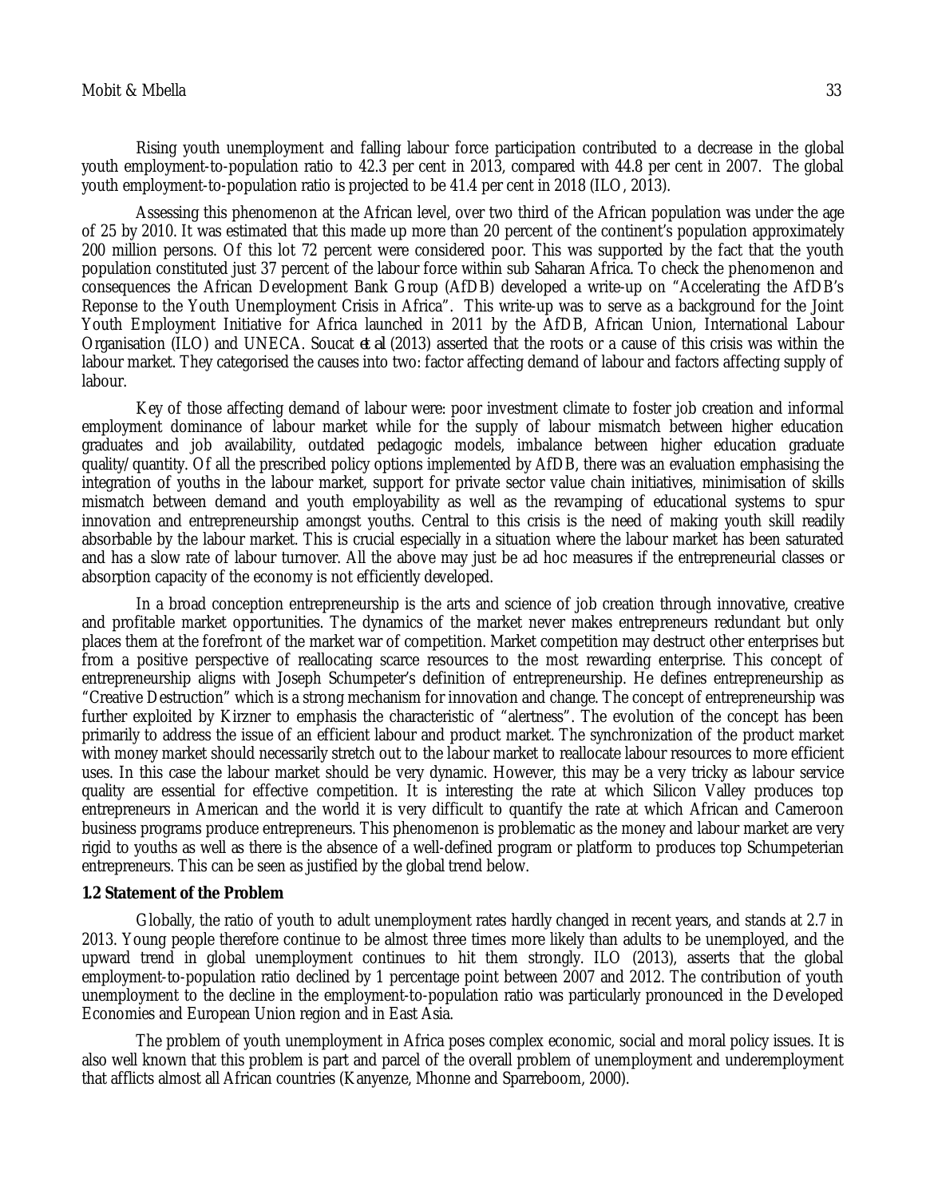Rising youth unemployment and falling labour force participation contributed to a decrease in the global youth employment-to-population ratio to 42.3 per cent in 2013, compared with 44.8 per cent in 2007. The global youth employment-to-population ratio is projected to be 41.4 per cent in 2018 (ILO, 2013).

Assessing this phenomenon at the African level, over two third of the African population was under the age of 25 by 2010. It was estimated that this made up more than 20 percent of the continent's population approximately 200 million persons. Of this lot 72 percent were considered poor. This was supported by the fact that the youth population constituted just 37 percent of the labour force within sub Saharan Africa. To check the phenomenon and consequences the African Development Bank Group (AfDB) developed a write-up on "Accelerating the AfDB's Reponse to the Youth Unemployment Crisis in Africa". This write-up was to serve as a background for the Joint Youth Employment Initiative for Africa launched in 2011 by the AfDB, African Union, International Labour Organisation (ILO) and UNECA. Soucat *et al* (2013) asserted that the roots or a cause of this crisis was within the labour market. They categorised the causes into two: factor affecting demand of labour and factors affecting supply of labour.

Key of those affecting demand of labour were: poor investment climate to foster job creation and informal employment dominance of labour market while for the supply of labour mismatch between higher education graduates and job availability, outdated pedagogic models, imbalance between higher education graduate quality/quantity. Of all the prescribed policy options implemented by AfDB, there was an evaluation emphasising the integration of youths in the labour market, support for private sector value chain initiatives, minimisation of skills mismatch between demand and youth employability as well as the revamping of educational systems to spur innovation and entrepreneurship amongst youths. Central to this crisis is the need of making youth skill readily absorbable by the labour market. This is crucial especially in a situation where the labour market has been saturated and has a slow rate of labour turnover. All the above may just be ad hoc measures if the entrepreneurial classes or absorption capacity of the economy is not efficiently developed.

In a broad conception entrepreneurship is the arts and science of job creation through innovative, creative and profitable market opportunities. The dynamics of the market never makes entrepreneurs redundant but only places them at the forefront of the market war of competition. Market competition may destruct other enterprises but from a positive perspective of reallocating scarce resources to the most rewarding enterprise. This concept of entrepreneurship aligns with Joseph Schumpeter's definition of entrepreneurship. He defines entrepreneurship as "Creative Destruction" which is a strong mechanism for innovation and change. The concept of entrepreneurship was further exploited by Kirzner to emphasis the characteristic of "alertness". The evolution of the concept has been primarily to address the issue of an efficient labour and product market. The synchronization of the product market with money market should necessarily stretch out to the labour market to reallocate labour resources to more efficient uses. In this case the labour market should be very dynamic. However, this may be a very tricky as labour service quality are essential for effective competition. It is interesting the rate at which Silicon Valley produces top entrepreneurs in American and the world it is very difficult to quantify the rate at which African and Cameroon business programs produce entrepreneurs. This phenomenon is problematic as the money and labour market are very rigid to youths as well as there is the absence of a well-defined program or platform to produces top Schumpeterian entrepreneurs. This can be seen as justified by the global trend below.

### 1.2 Statement of the Problem

Globally, the ratio of youth to adult unemployment rates hardly changed in recent years, and stands at 2.7 in 2013. Young people therefore continue to be almost three times more likely than adults to be unemployed, and the upward trend in global unemployment continues to hit them strongly. ILO (2013), asserts that the global employment-to-population ratio declined by 1 percentage point between 2007 and 2012. The contribution of youth unemployment to the decline in the employment-to-population ratio was particularly pronounced in the Developed Economies and European Union region and in East Asia.

The problem of youth unemployment in Africa poses complex economic, social and moral policy issues. It is also well known that this problem is part and parcel of the overall problem of unemployment and underemployment that afflicts almost all African countries (Kanyenze, Mhonne and Sparreboom, 2000).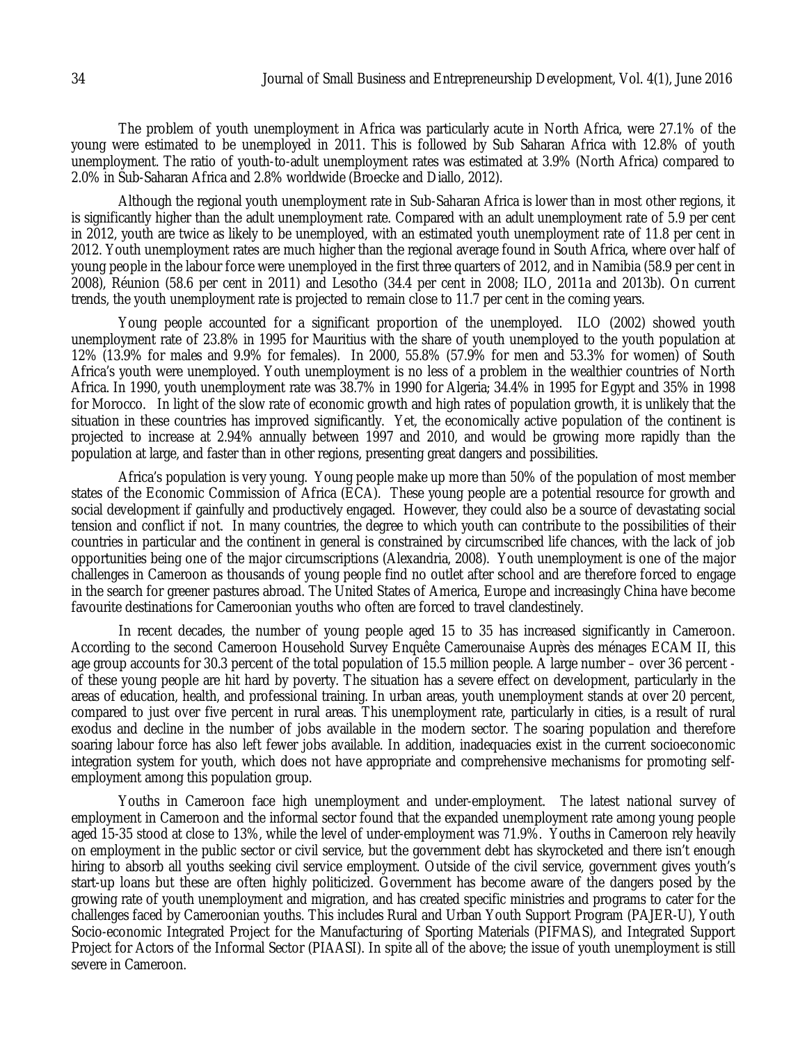The problem of youth unemployment in Africa was particularly acute in North Africa, were 27.1% of the young were estimated to be unemployed in 2011. This is followed by Sub Saharan Africa with 12.8% of youth unemployment. The ratio of youth-to-adult unemployment rates was estimated at 3.9% (North Africa) compared to 2.0% in Sub-Saharan Africa and 2.8% worldwide (Broecke and Diallo, 2012).

Although the regional youth unemployment rate in Sub-Saharan Africa is lower than in most other regions, it is significantly higher than the adult unemployment rate. Compared with an adult unemployment rate of 5.9 per cent in 2012, youth are twice as likely to be unemployed, with an estimated youth unemployment rate of 11.8 per cent in 2012. Youth unemployment rates are much higher than the regional average found in South Africa, where over half of young people in the labour force were unemployed in the first three quarters of 2012, and in Namibia (58.9 per cent in 2008), Réunion (58.6 per cent in 2011) and Lesotho (34.4 per cent in 2008; ILO, 2011a and 2013b). On current trends, the youth unemployment rate is projected to remain close to 11.7 per cent in the coming years.

Young people accounted for a significant proportion of the unemployed. ILO (2002) showed youth unemployment rate of 23.8% in 1995 for Mauritius with the share of youth unemployed to the youth population at 12% (13.9% for males and 9.9% for females). In 2000, 55.8% (57.9% for men and 53.3% for women) of South Africa's youth were unemployed. Youth unemployment is no less of a problem in the wealthier countries of North Africa. In 1990, youth unemployment rate was 38.7% in 1990 for Algeria; 34.4% in 1995 for Egypt and 35% in 1998 for Morocco. In light of the slow rate of economic growth and high rates of population growth, it is unlikely that the situation in these countries has improved significantly. Yet, the economically active population of the continent is projected to increase at 2.94% annually between 1997 and 2010, and would be growing more rapidly than the population at large, and faster than in other regions, presenting great dangers and possibilities.

Africa's population is very young. Young people make up more than 50% of the population of most member states of the Economic Commission of Africa (ECA). These young people are a potential resource for growth and social development if gainfully and productively engaged. However, they could also be a source of devastating social tension and conflict if not. In many countries, the degree to which youth can contribute to the possibilities of their countries in particular and the continent in general is constrained by circumscribed life chances, with the lack of job opportunities being one of the major circumscriptions (Alexandria, 2008). Youth unemployment is one of the major challenges in Cameroon as thousands of young people find no outlet after school and are therefore forced to engage in the search for greener pastures abroad. The United States of America, Europe and increasingly China have become favourite destinations for Cameroonian youths who often are forced to travel clandestinely.

In recent decades, the number of young people aged 15 to 35 has increased significantly in Cameroon. According to the second Cameroon Household Survey Enquête Camerounaise Auprès des ménages ECAM II, this age group accounts for 30.3 percent of the total population of 15.5 million people. A large number – over 36 percent - of these young people are hit hard by poverty. The situation has a severe effect on development, particularly in the areas of education, health, and professional training. In urban areas, youth unemployment stands at over 20 percent, compared to just over five percent in rural areas. This unemployment rate, particularly in cities, is a result of rural exodus and decline in the number of jobs available in the modern sector. The soaring population and therefore soaring labour force has also left fewer jobs available. In addition, inadequacies exist in the current socioeconomic integration system for youth, which does not have appropriate and comprehensive mechanisms for promoting self-employment among this population group.

Youths in Cameroon face high unemployment and under-employment. The latest national survey of employment in Cameroon and the informal sector found that the expanded unemployment rate among young people aged 15-35 stood at close to 13%, while the level of under-employment was 71.9%. Youths in Cameroon rely heavily on employment in the public sector or civil service, but the government debt has skyrocketed and there isn't enough hiring to absorb all youths seeking civil service employment. Outside of the civil service, government gives youth's start-up loans but these are often highly politicized. Government has become aware of the dangers posed by the growing rate of youth unemployment and migration, and has created specific ministries and programs to cater for the challenges faced by Cameroonian youths. This includes Rural and Urban Youth Support Program (PAJER-U), Youth Socio-economic Integrated Project for the Manufacturing of Sporting Materials (PIFMAS), and Integrated Support Project for Actors of the Informal Sector (PIAASI). In spite all of the above; the issue of youth unemployment is still severe in Cameroon.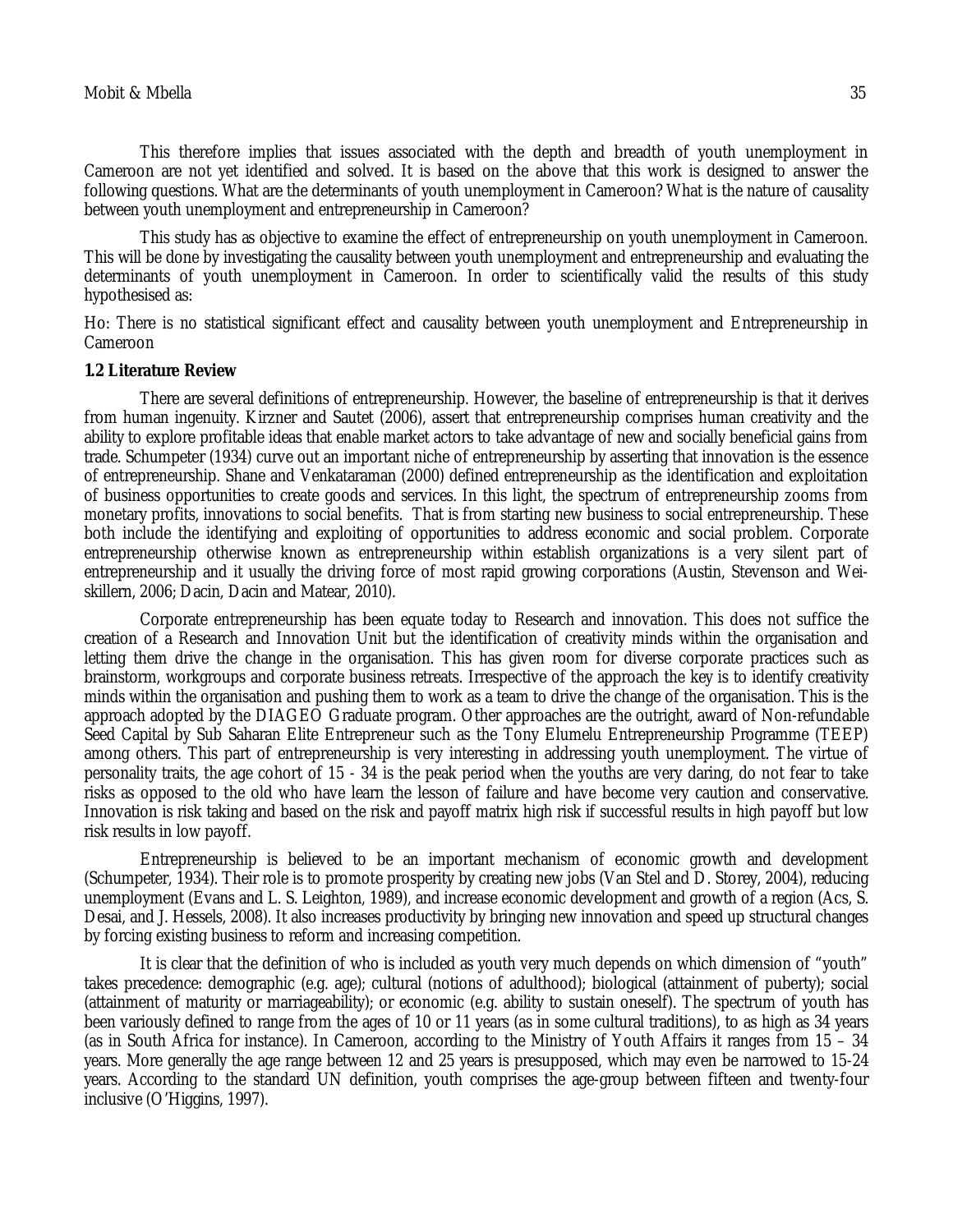This therefore implies that issues associated with the depth and breadth of youth unemployment in Cameroon are not yet identified and solved. It is based on the above that this work is designed to answer the following questions. What are the determinants of youth unemployment in Cameroon? What is the nature of causality between youth unemployment and entrepreneurship in Cameroon?

This study has as objective to examine the effect of entrepreneurship on youth unemployment in Cameroon. This will be done by investigating the causality between youth unemployment and entrepreneurship and evaluating the determinants of youth unemployment in Cameroon. In order to scientifically valid the results of this study hypothesised as:

Ho: There is no statistical significant effect and causality between youth unemployment and Entrepreneurship in Cameroon

**1.2 Literature Review**

There are several definitions of entrepreneurship. However, the baseline of entrepreneurship is that it derives from human ingenuity. Kirzner and Sautet (2006), assert that entrepreneurship comprises human creativity and the ability to explore profitable ideas that enable market actors to take advantage of new and socially beneficial gains from trade. Schumpeter (1934) curve out an important niche of entrepreneurship by asserting that innovation is the essence of entrepreneurship. Shane and Venkataraman (2000) defined entrepreneurship as the identification and exploitation of business opportunities to create goods and services. In this light, the spectrum of entrepreneurship zooms from monetary profits, innovations to social benefits. That is from starting new business to social entrepreneurship. These both include the identifying and exploiting of opportunities to address economic and social problem. Corporate entrepreneurship otherwise known as entrepreneurship within establish organizations is a very silent part of entrepreneurship and it usually the driving force of most rapid growing corporations (Austin, Stevenson and Wei-skillern, 2006; Dacin, Dacin and Matear, 2010).

Corporate entrepreneurship has been equate today to Research and innovation. This does not suffice the creation of a Research and Innovation Unit but the identification of creativity minds within the organisation and letting them drive the change in the organisation. This has given room for diverse corporate practices such as brainstorm, workgroups and corporate business retreats. Irrespective of the approach the key is to identify creativity minds within the organisation and pushing them to work as a team to drive the change of the organisation. This is the approach adopted by the DIAGEO Graduate program. Other approaches are the outright, award of Non-refundable Seed Capital by Sub Saharan Elite Entrepreneur such as the Tony Elumelu Entrepreneurship Programme (TEEP) among others. This part of entrepreneurship is very interesting in addressing youth unemployment. The virtue of personality traits, the age cohort of 15 - 34 is the peak period when the youths are very daring, do not fear to take risks as opposed to the old who have learn the lesson of failure and have become very caution and conservative. Innovation is risk taking and based on the risk and payoff matrix high risk if successful results in high payoff but low risk results in low payoff.

Entrepreneurship is believed to be an important mechanism of economic growth and development (Schumpeter, 1934). Their role is to promote prosperity by creating new jobs (Van Stel and D. Storey, 2004), reducing unemployment (Evans and L. S. Leighton, 1989), and increase economic development and growth of a region (Acs, S. Desai, and J. Hessels, 2008). It also increases productivity by bringing new innovation and speed up structural changes by forcing existing business to reform and increasing competition.

It is clear that the definition of who is included as youth very much depends on which dimension of "youth" takes precedence: demographic (e.g. age); cultural (notions of adulthood); biological (attainment of puberty); social (attainment of maturity or marriageability); or economic (e.g. ability to sustain oneself). The spectrum of youth has been variously defined to range from the ages of 10 or 11 years (as in some cultural traditions), to as high as 34 years (as in South Africa for instance). In Cameroon, according to the Ministry of Youth Affairs it ranges from 15 – 34 years. More generally the age range between 12 and 25 years is presupposed, which may even be narrowed to 15-24 years. According to the standard UN definition, youth comprises the age-group between fifteen and twenty-four inclusive (O'Higgins, 1997).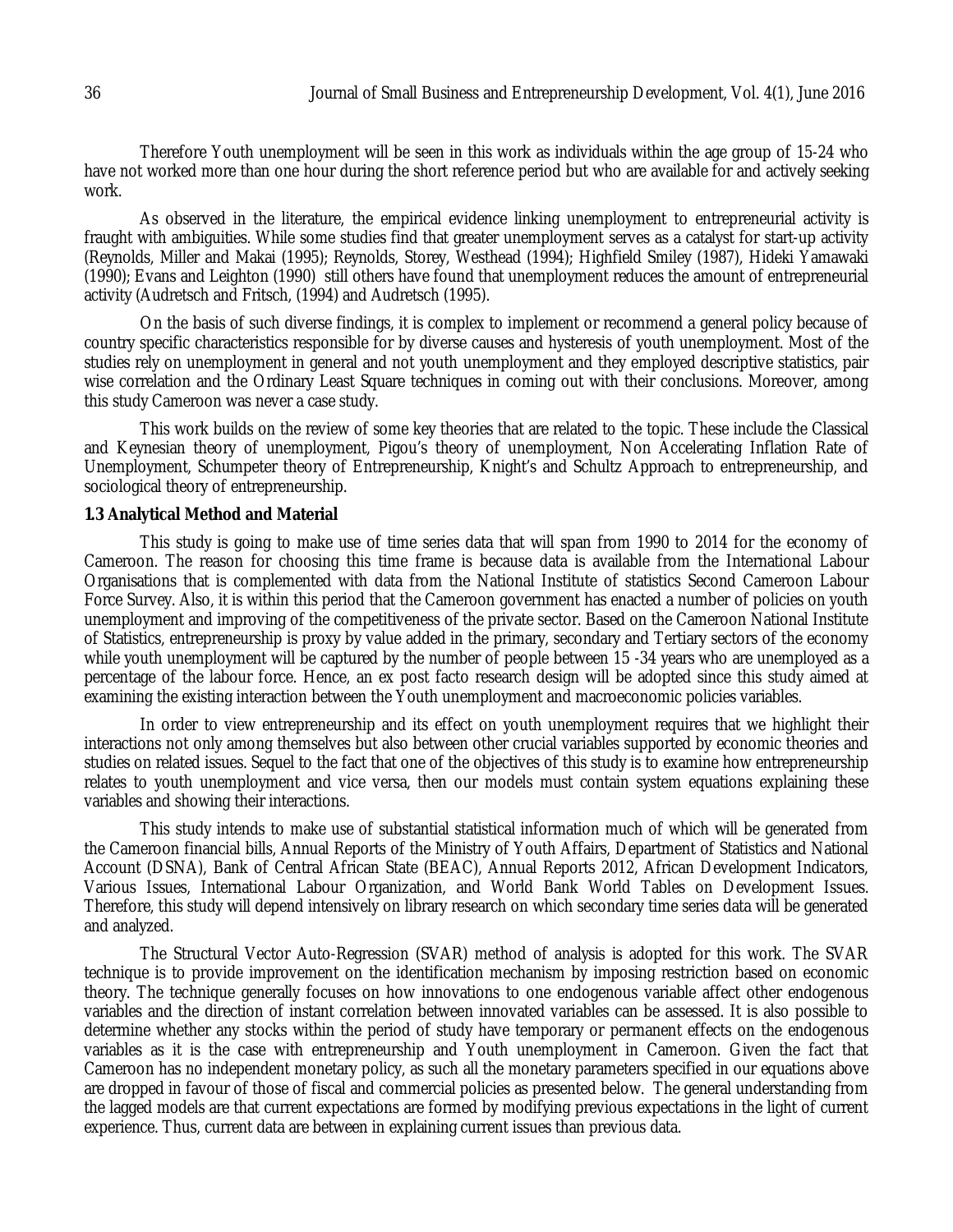Therefore Youth unemployment will be seen in this work as individuals within the age group of 15-24 who have not worked more than one hour during the short reference period but who are available for and actively seeking work.

As observed in the literature, the empirical evidence linking unemployment to entrepreneurial activity is fraught with ambiguities. While some studies find that greater unemployment serves as a catalyst for start-up activity (Reynolds, Miller and Makai (1995); Reynolds, Storey, Westhead (1994); Highfield Smiley (1987), Hideki Yamawaki (1990); Evans and Leighton (1990) still others have found that unemployment reduces the amount of entrepreneurial activity (Audretsch and Fritsch, (1994) and Audretsch (1995).

On the basis of such diverse findings, it is complex to implement or recommend a general policy because of country specific characteristics responsible for by diverse causes and hysteresis of youth unemployment. Most of the studies rely on unemployment in general and not youth unemployment and they employed descriptive statistics, pair wise correlation and the Ordinary Least Square techniques in coming out with their conclusions. Moreover, among this study Cameroon was never a case study.

This work builds on the review of some key theories that are related to the topic. These include the Classical and Keynesian theory of unemployment, Pigou's theory of unemployment, Non Accelerating Inflation Rate of Unemployment, Schumpeter theory of Entrepreneurship, Knight's and Schultz Approach to entrepreneurship, and sociological theory of entrepreneurship.

**1.3 Analytical Method and Material**

This study is going to make use of time series data that will span from 1990 to 2014 for the economy of Cameroon. The reason for choosing this time frame is because data is available from the International Labour Organisations that is complemented with data from the National Institute of statistics Second Cameroon Labour Force Survey. Also, it is within this period that the Cameroon government has enacted a number of policies on youth unemployment and improving of the competitiveness of the private sector. Based on the Cameroon National Institute of Statistics, entrepreneurship is proxy by value added in the primary, secondary and Tertiary sectors of the economy while youth unemployment will be captured by the number of people between 15 -34 years who are unemployed as a percentage of the labour force. Hence, an ex post facto research design will be adopted since this study aimed at examining the existing interaction between the Youth unemployment and macroeconomic policies variables.

In order to view entrepreneurship and its effect on youth unemployment requires that we highlight their interactions not only among themselves but also between other crucial variables supported by economic theories and studies on related issues. Sequel to the fact that one of the objectives of this study is to examine how entrepreneurship relates to youth unemployment and vice versa, then our models must contain system equations explaining these variables and showing their interactions.

This study intends to make use of substantial statistical information much of which will be generated from the Cameroon financial bills, Annual Reports of the Ministry of Youth Affairs, Department of Statistics and National Account (DSNA), Bank of Central African State (BEAC), Annual Reports 2012, African Development Indicators, Various Issues, International Labour Organization, and World Bank World Tables on Development Issues. Therefore, this study will depend intensively on library research on which secondary time series data will be generated and analyzed.

The Structural Vector Auto-Regression (SVAR) method of analysis is adopted for this work. The SVAR technique is to provide improvement on the identification mechanism by imposing restriction based on economic theory. The technique generally focuses on how innovations to one endogenous variable affect other endogenous variables and the direction of instant correlation between innovated variables can be assessed. It is also possible to determine whether any stocks within the period of study have temporary or permanent effects on the endogenous variables as it is the case with entrepreneurship and Youth unemployment in Cameroon. Given the fact that Cameroon has no independent monetary policy, as such all the monetary parameters specified in our equations above are dropped in favour of those of fiscal and commercial policies as presented below. The general understanding from the lagged models are that current expectations are formed by modifying previous expectations in the light of current experience. Thus, current data are between in explaining current issues than previous data.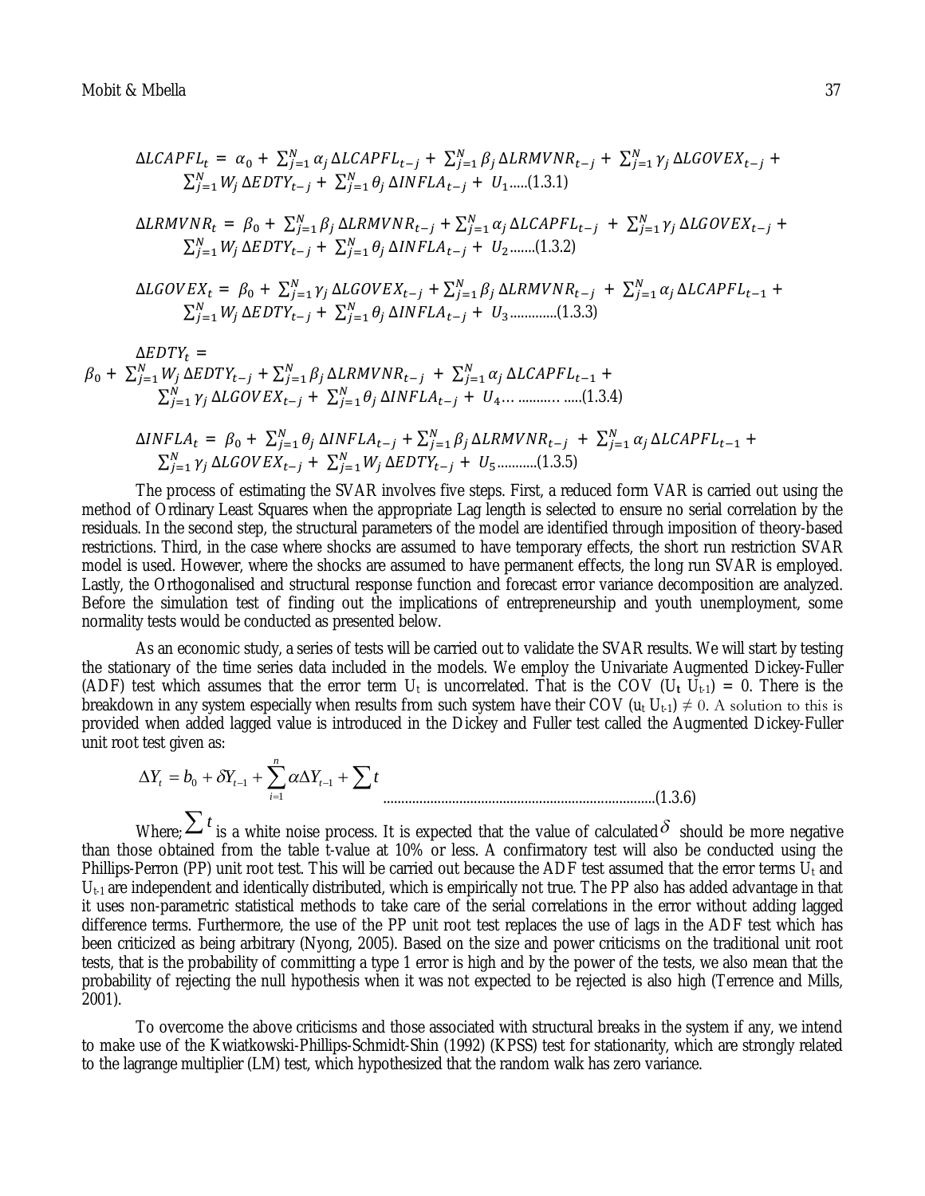$$\Delta LCAPFL_t = \alpha_0 + \sum_{j=1}^{N} \alpha_j \Delta LCAPFL_{t-j} + \sum_{j=1}^{N} \beta_j \Delta LRMVNR_{t-j} + \sum_{j=1}^{N} \gamma_j \Delta LGOVEX_{t-j} + \sum_{j=1}^{N} W_j \Delta EDTY_{t-j} + \sum_{j=1}^{N} \theta_j \Delta INFLA_{t-j} + U_1 \text{.....(1.3.1)}$$

$$\Delta LRMVNR_t = \beta_0 + \sum_{j=1}^{N} \beta_j \Delta LRMVNR_{t-j} + \sum_{j=1}^{N} \alpha_j \Delta LCAPFL_{t-j} + \sum_{j=1}^{N} \gamma_j \Delta LGOVEX_{t-j} + \sum_{j=1}^{N} W_j \Delta EDTY_{t-j} + \sum_{j=1}^{N} \theta_j \Delta INFLA_{t-j} + U_2 \text{.......(1.3.2)}$$

$$\Delta LGOVEX_t = \beta_0 + \sum_{j=1}^{N} \gamma_j \Delta LGOVEX_{t-j} + \sum_{j=1}^{N} \beta_j \Delta LRMVNR_{t-j} + \sum_{j=1}^{N} \alpha_j \Delta LCAPFL_{t-1} + \sum_{j=1}^{N} W_j \Delta EDTY_{t-j} + \sum_{j=1}^{N} \theta_j \Delta INFLA_{t-j} + U_3 \text{.............(1.3.3)}$$

$$\Delta EDTY_t = \beta_0 + \sum_{j=1}^{N} W_j \Delta EDTY_{t-j} + \sum_{j=1}^{N} \beta_j \Delta LRMVNR_{t-j} + \sum_{j=1}^{N} \alpha_j \Delta LCAPFL_{t-1} + \sum_{j=1}^{N} \gamma_j \Delta LGOVEX_{t-j} + \sum_{j=1}^{N} \theta_j \Delta INFLA_{t-j} + U_4 \text{..............(1.3.4)}$$

$$\Delta INFLA_t = \beta_0 + \sum_{j=1}^{N} \theta_j \Delta INFLA_{t-j} + \sum_{j=1}^{N} \beta_j \Delta LRMVNR_{t-j} + \sum_{j=1}^{N} \alpha_j \Delta LCAPFL_{t-1} + \sum_{j=1}^{N} \gamma_j \Delta LGOVEX_{t-j} + \sum_{j=1}^{N} W_j \Delta EDTY_{t-j} + U_5 \text{...........(1.3.5)}$$

The process of estimating the SVAR involves five steps. First, a reduced form VAR is carried out using the method of Ordinary Least Squares when the appropriate Lag length is selected to ensure no serial correlation by the residuals. In the second step, the structural parameters of the model are identified through imposition of theory-based restrictions. Third, in the case where shocks are assumed to have temporary effects, the short run restriction SVAR model is used. However, where the shocks are assumed to have permanent effects, the long run SVAR is employed. Lastly, the Orthogonalised and structural response function and forecast error variance decomposition are analyzed. Before the simulation test of finding out the implications of entrepreneurship and youth unemployment, some normality tests would be conducted as presented below.

As an economic study, a series of tests will be carried out to validate the SVAR results. We will start by testing the stationary of the time series data included in the models. We employ the Univariate Augmented Dickey-Fuller (ADF) test which assumes that the error term $U_t$ is uncorrelated. That is the COV ($U_t$ $U_{t-1}$) = 0. There is the breakdown in any system especially when results from such system have their COV ($u_t$ $U_{t-1}$) $\neq$ 0. A solution to this is provided when added lagged value is introduced in the Dickey and Fuller test called the Augmented Dickey-Fuller unit root test given as:

$$\Delta Y_t = b_0 + \delta Y_{t-1} + \sum_{i=1}^{n} \alpha \Delta Y_{t-1} + \sum t \text{ ..........................................................................(1.3.6)}$$

Where; $\sum t$ is a white noise process. It is expected that the value of calculated $\delta$ should be more negative than those obtained from the table t-value at 10% or less. A confirmatory test will also be conducted using the Phillips-Perron (PP) unit root test. This will be carried out because the ADF test assumed that the error terms $U_t$ and $U_{t-1}$ are independent and identically distributed, which is empirically not true. The PP also has added advantage in that it uses non-parametric statistical methods to take care of the serial correlations in the error without adding lagged difference terms. Furthermore, the use of the PP unit root test replaces the use of lags in the ADF test which has been criticized as being arbitrary (Nyong, 2005). Based on the size and power criticisms on the traditional unit root tests, that is the probability of committing a type 1 error is high and by the power of the tests, we also mean that the probability of rejecting the null hypothesis when it was not expected to be rejected is also high (Terrence and Mills, 2001).

To overcome the above criticisms and those associated with structural breaks in the system if any, we intend to make use of the Kwiatkowski-Phillips-Schmidt-Shin (1992) (KPSS) test for stationarity, which are strongly related to the lagrange multiplier (LM) test, which hypothesized that the random walk has zero variance.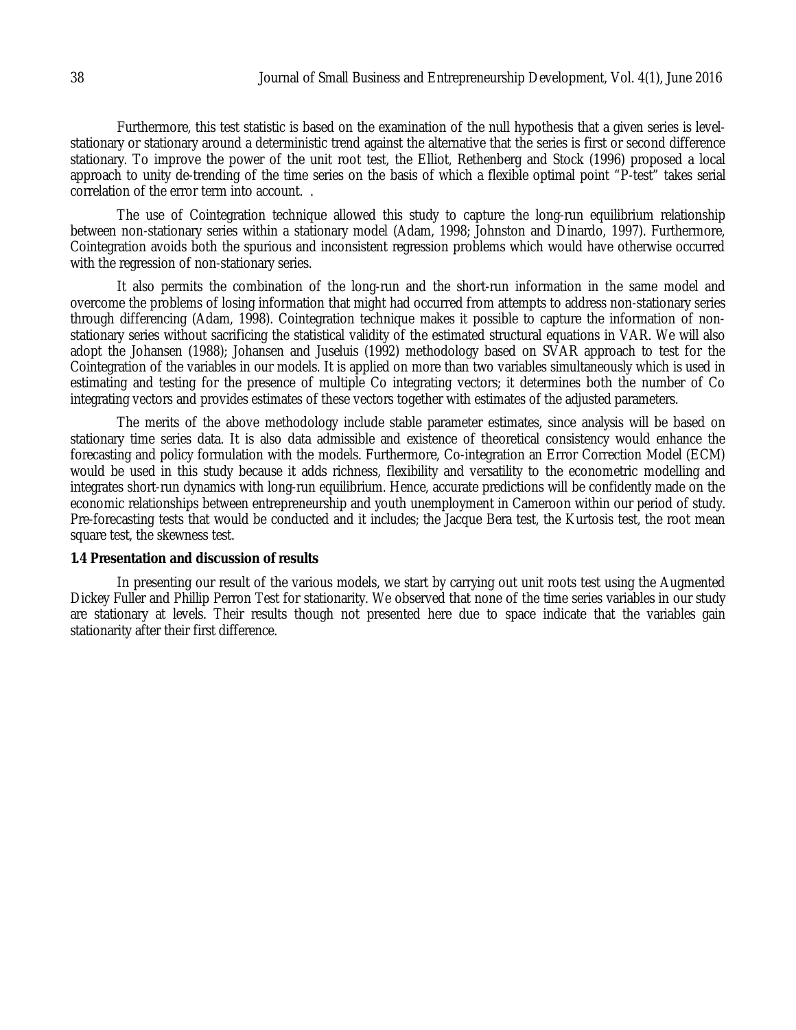Furthermore, this test statistic is based on the examination of the null hypothesis that a given series is level-stationary or stationary around a deterministic trend against the alternative that the series is first or second difference stationary. To improve the power of the unit root test, the Elliot, Rethenberg and Stock (1996) proposed a local approach to unity de-trending of the time series on the basis of which a flexible optimal point "P-test" takes serial correlation of the error term into account. .

The use of Cointegration technique allowed this study to capture the long-run equilibrium relationship between non-stationary series within a stationary model (Adam, 1998; Johnston and Dinardo, 1997). Furthermore, Cointegration avoids both the spurious and inconsistent regression problems which would have otherwise occurred with the regression of non-stationary series.

It also permits the combination of the long-run and the short-run information in the same model and overcome the problems of losing information that might had occurred from attempts to address non-stationary series through differencing (Adam, 1998). Cointegration technique makes it possible to capture the information of non-stationary series without sacrificing the statistical validity of the estimated structural equations in VAR. We will also adopt the Johansen (1988); Johansen and Juseluis (1992) methodology based on SVAR approach to test for the Cointegration of the variables in our models. It is applied on more than two variables simultaneously which is used in estimating and testing for the presence of multiple Co integrating vectors; it determines both the number of Co integrating vectors and provides estimates of these vectors together with estimates of the adjusted parameters.

The merits of the above methodology include stable parameter estimates, since analysis will be based on stationary time series data. It is also data admissible and existence of theoretical consistency would enhance the forecasting and policy formulation with the models. Furthermore, Co-integration an Error Correction Model (ECM) would be used in this study because it adds richness, flexibility and versatility to the econometric modelling and integrates short-run dynamics with long-run equilibrium. Hence, accurate predictions will be confidently made on the economic relationships between entrepreneurship and youth unemployment in Cameroon within our period of study. Pre-forecasting tests that would be conducted and it includes; the Jacque Bera test, the Kurtosis test, the root mean square test, the skewness test.

### 1.4 Presentation and discussion of results

In presenting our result of the various models, we start by carrying out unit roots test using the Augmented Dickey Fuller and Phillip Perron Test for stationarity. We observed that none of the time series variables in our study are stationary at levels. Their results though not presented here due to space indicate that the variables gain stationarity after their first difference.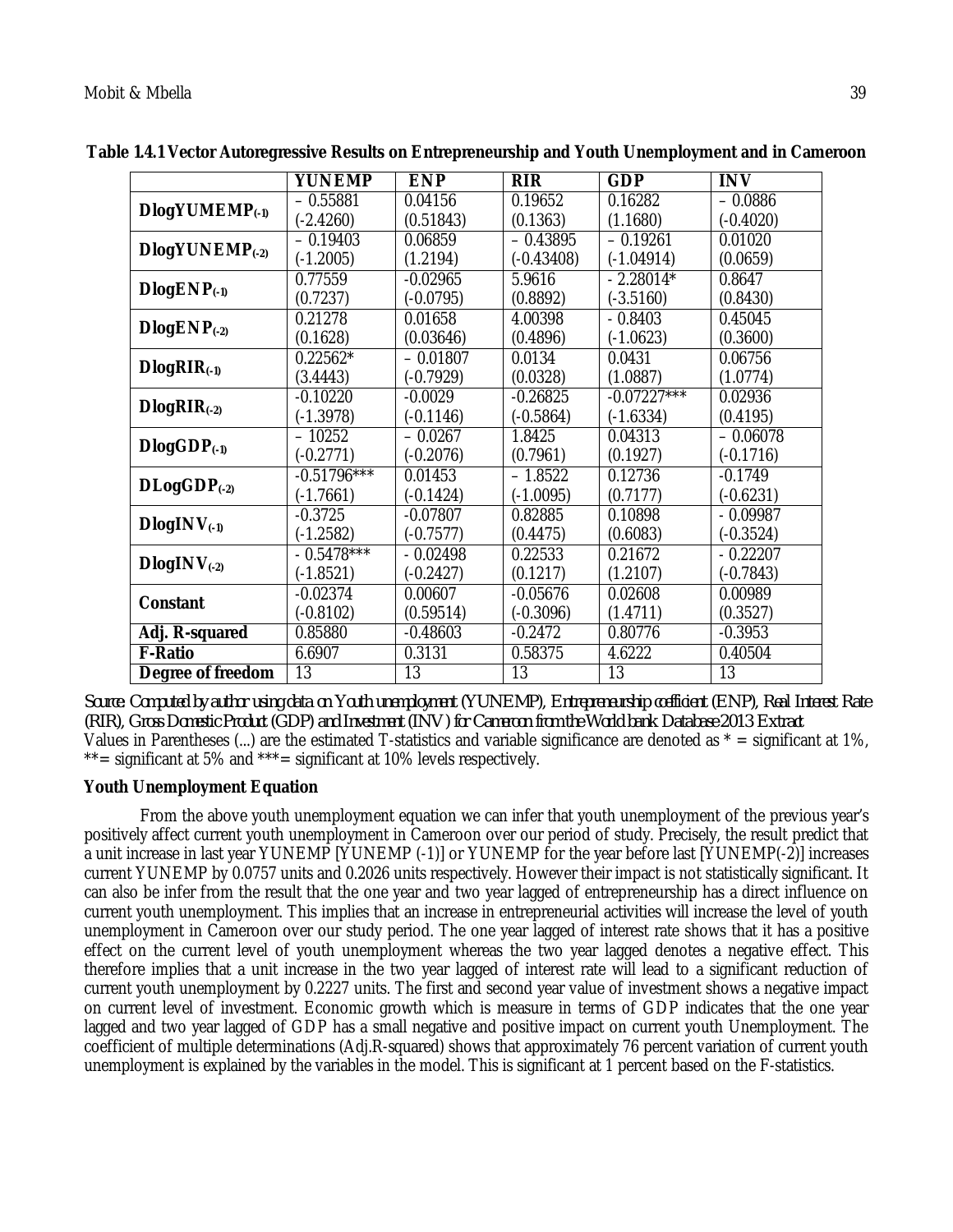**Table 1.4.1 Vector Autoregressive Results on Entrepreneurship and Youth Unemployment and in Cameroon**

| | YUNEMP | ENP | RIR | GDP | INV |
|---|---|---|---|---|---|
| **DlogYUMEMP$_{(-1)}$** | – 0.55881<br>(-2.4260) | 0.04156<br>(0.51843) | 0.19652<br>(0.1363) | 0.16282<br>(1.1680) | – 0.0886<br>(-0.4020) |
| **DlogYUNEMP$_{(-2)}$** | – 0.19403<br>(-1.2005) | 0.06859<br>(1.2194) | – 0.43895<br>(-0.43408) | – 0.19261<br>(-1.04914) | 0.01020<br>(0.0659) |
| **DlogENP$_{(-1)}$** | 0.77559<br>(0.7237) | -0.02965<br>(-0.0795) | 5.9616<br>(0.8892) | - 2.28014*<br>(-3.5160) | 0.8647<br>(0.8430) |
| **DlogENP$_{(-2)}$** | 0.21278<br>(0.1628) | 0.01658<br>(0.03646) | 4.00398<br>(0.4896) | - 0.8403<br>(-1.0623) | 0.45045<br>(0.3600) |
| **DlogRIR$_{(-1)}$** | 0.22562*<br>(3.4443) | – 0.01807<br>(-0.7929) | 0.0134<br>(0.0328) | 0.0431<br>(1.0887) | 0.06756<br>(1.0774) |
| **DlogRIR$_{(-2)}$** | -0.10220<br>(-1.3978) | -0.0029<br>(-0.1146) | -0.26825<br>(-0.5864) | -0.07227***<br>(-1.6334) | 0.02936<br>(0.4195) |
| **DlogGDP$_{(-1)}$** | – 10252<br>(-0.2771) | – 0.0267<br>(-0.2076) | 1.8425<br>(0.7961) | 0.04313<br>(0.1927) | – 0.06078<br>(-0.1716) |
| **DLogGDP$_{(-2)}$** | -0.51796***<br>(-1.7661) | 0.01453<br>(-0.1424) | – 1.8522<br>(-1.0095) | 0.12736<br>(0.7177) | -0.1749<br>(-0.6231) |
| **DlogINV$_{(-1)}$** | -0.3725<br>(-1.2582) | -0.07807<br>(-0.7577) | 0.82885<br>(0.4475) | 0.10898<br>(0.6083) | - 0.09987<br>(-0.3524) |
| **DlogINV$_{(-2)}$** | - 0.5478***<br>(-1.8521) | - 0.02498<br>(-0.2427) | 0.22533<br>(0.1217) | 0.21672<br>(1.2107) | - 0.22207<br>(-0.7843) |
| **Constant** | -0.02374<br>(-0.8102) | 0.00607<br>(0.59514) | -0.05676<br>(-0.3096) | 0.02608<br>(1.4711) | 0.00989<br>(0.3527) |
| **Adj. R-squared** | 0.85880 | -0.48603 | -0.2472 | 0.80776 | -0.3953 |
| **F-Ratio** | 6.6907 | 0.3131 | 0.58375 | 4.6222 | 0.40504 |
| **Degree of freedom** | 13 | 13 | 13 | 13 | 13 |

*Source: Computed by author using data on Youth unemployment (YUNEMP), Entrepreneurship coefficient (ENP), Real Interest Rate (RIR), Gross Domestic Product (GDP) and Investment (INV) for Cameroon from the World bank Database 2013 Extract*

Values in Parentheses (...) are the estimated T-statistics and variable significance are denoted as * = significant at 1%, **= significant at 5% and ***= significant at 10% levels respectively.

**Youth Unemployment Equation**

From the above youth unemployment equation we can infer that youth unemployment of the previous year's positively affect current youth unemployment in Cameroon over our period of study. Precisely, the result predict that a unit increase in last year YUNEMP [YUNEMP (-1)] or YUNEMP for the year before last [YUNEMP(-2)] increases current YUNEMP by 0.0757 units and 0.2026 units respectively. However their impact is not statistically significant. It can also be infer from the result that the one year and two year lagged of entrepreneurship has a direct influence on current youth unemployment. This implies that an increase in entrepreneurial activities will increase the level of youth unemployment in Cameroon over our study period. The one year lagged of interest rate shows that it has a positive effect on the current level of youth unemployment whereas the two year lagged denotes a negative effect. This therefore implies that a unit increase in the two year lagged of interest rate will lead to a significant reduction of current youth unemployment by 0.2227 units. The first and second year value of investment shows a negative impact on current level of investment. Economic growth which is measure in terms of GDP indicates that the one year lagged and two year lagged of GDP has a small negative and positive impact on current youth Unemployment. The coefficient of multiple determinations (Adj.R-squared) shows that approximately 76 percent variation of current youth unemployment is explained by the variables in the model. This is significant at 1 percent based on the F-statistics.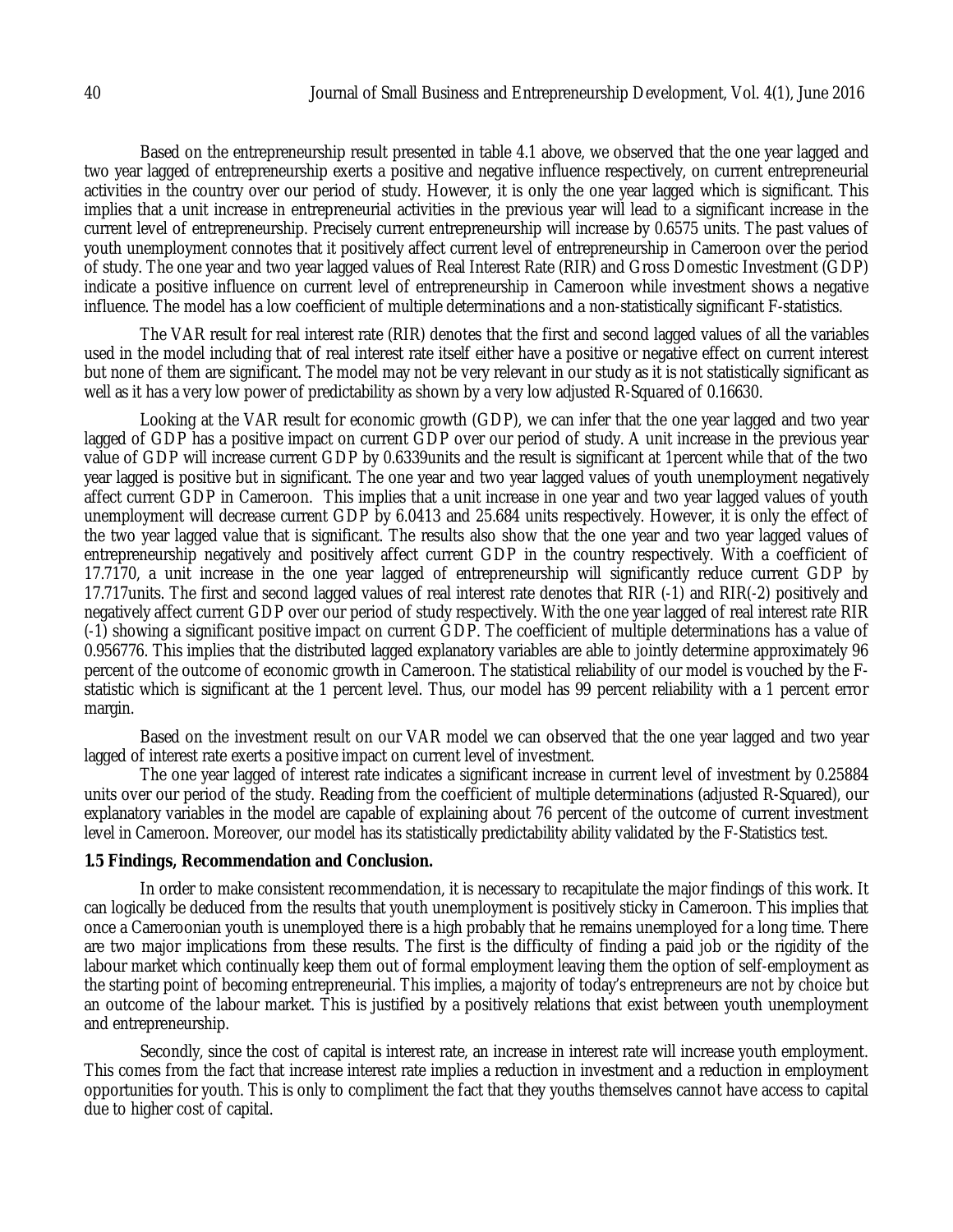Based on the entrepreneurship result presented in table 4.1 above, we observed that the one year lagged and two year lagged of entrepreneurship exerts a positive and negative influence respectively, on current entrepreneurial activities in the country over our period of study. However, it is only the one year lagged which is significant. This implies that a unit increase in entrepreneurial activities in the previous year will lead to a significant increase in the current level of entrepreneurship. Precisely current entrepreneurship will increase by 0.6575 units. The past values of youth unemployment connotes that it positively affect current level of entrepreneurship in Cameroon over the period of study. The one year and two year lagged values of Real Interest Rate (RIR) and Gross Domestic Investment (GDP) indicate a positive influence on current level of entrepreneurship in Cameroon while investment shows a negative influence. The model has a low coefficient of multiple determinations and a non-statistically significant F-statistics.

The VAR result for real interest rate (RIR) denotes that the first and second lagged values of all the variables used in the model including that of real interest rate itself either have a positive or negative effect on current interest but none of them are significant. The model may not be very relevant in our study as it is not statistically significant as well as it has a very low power of predictability as shown by a very low adjusted R-Squared of 0.16630.

Looking at the VAR result for economic growth (GDP), we can infer that the one year lagged and two year lagged of GDP has a positive impact on current GDP over our period of study. A unit increase in the previous year value of GDP will increase current GDP by 0.6339units and the result is significant at 1percent while that of the two year lagged is positive but in significant. The one year and two year lagged values of youth unemployment negatively affect current GDP in Cameroon. This implies that a unit increase in one year and two year lagged values of youth unemployment will decrease current GDP by 6.0413 and 25.684 units respectively. However, it is only the effect of the two year lagged value that is significant. The results also show that the one year and two year lagged values of entrepreneurship negatively and positively affect current GDP in the country respectively. With a coefficient of 17.7170, a unit increase in the one year lagged of entrepreneurship will significantly reduce current GDP by 17.717units. The first and second lagged values of real interest rate denotes that RIR (-1) and RIR(-2) positively and negatively affect current GDP over our period of study respectively. With the one year lagged of real interest rate RIR (-1) showing a significant positive impact on current GDP. The coefficient of multiple determinations has a value of 0.956776. This implies that the distributed lagged explanatory variables are able to jointly determine approximately 96 percent of the outcome of economic growth in Cameroon. The statistical reliability of our model is vouched by the F-statistic which is significant at the 1 percent level. Thus, our model has 99 percent reliability with a 1 percent error margin.

Based on the investment result on our VAR model we can observed that the one year lagged and two year lagged of interest rate exerts a positive impact on current level of investment.

The one year lagged of interest rate indicates a significant increase in current level of investment by 0.25884 units over our period of the study. Reading from the coefficient of multiple determinations (adjusted R-Squared), our explanatory variables in the model are capable of explaining about 76 percent of the outcome of current investment level in Cameroon. Moreover, our model has its statistically predictability ability validated by the F-Statistics test.

## 1.5 Findings, Recommendation and Conclusion.

In order to make consistent recommendation, it is necessary to recapitulate the major findings of this work. It can logically be deduced from the results that youth unemployment is positively sticky in Cameroon. This implies that once a Cameroonian youth is unemployed there is a high probably that he remains unemployed for a long time. There are two major implications from these results. The first is the difficulty of finding a paid job or the rigidity of the labour market which continually keep them out of formal employment leaving them the option of self-employment as the starting point of becoming entrepreneurial. This implies, a majority of today's entrepreneurs are not by choice but an outcome of the labour market. This is justified by a positively relations that exist between youth unemployment and entrepreneurship.

Secondly, since the cost of capital is interest rate, an increase in interest rate will increase youth employment. This comes from the fact that increase interest rate implies a reduction in investment and a reduction in employment opportunities for youth. This is only to compliment the fact that they youths themselves cannot have access to capital due to higher cost of capital.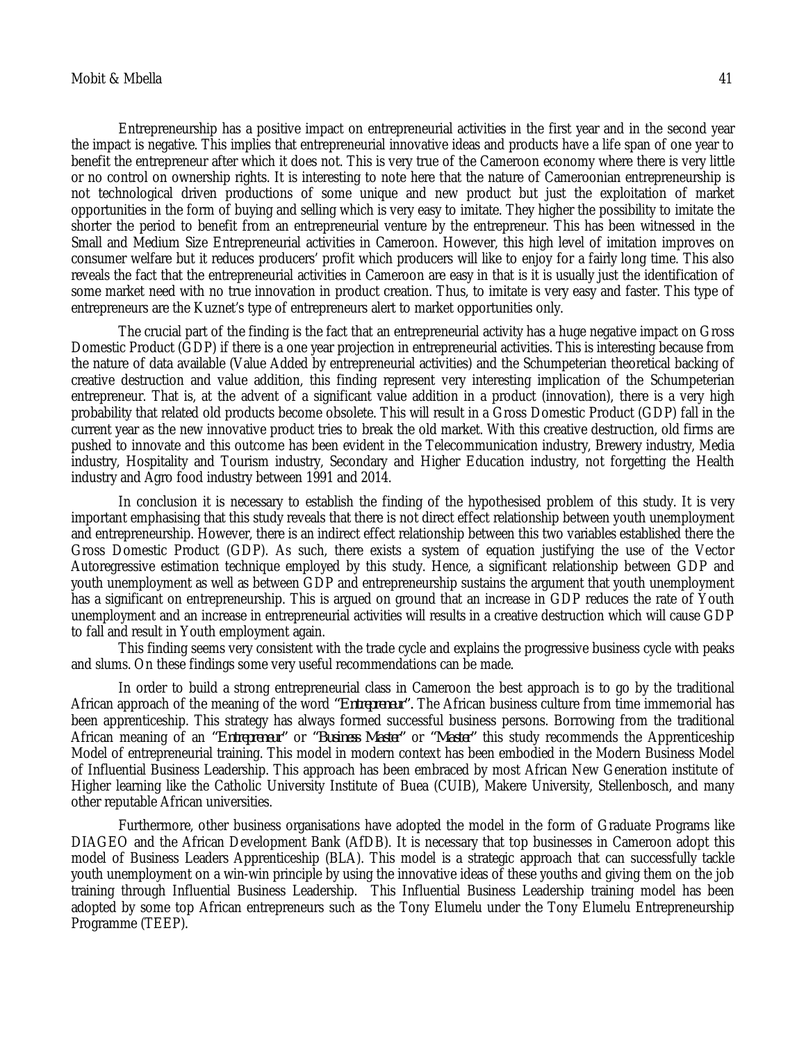Entrepreneurship has a positive impact on entrepreneurial activities in the first year and in the second year the impact is negative. This implies that entrepreneurial innovative ideas and products have a life span of one year to benefit the entrepreneur after which it does not. This is very true of the Cameroon economy where there is very little or no control on ownership rights. It is interesting to note here that the nature of Cameroonian entrepreneurship is not technological driven productions of some unique and new product but just the exploitation of market opportunities in the form of buying and selling which is very easy to imitate. They higher the possibility to imitate the shorter the period to benefit from an entrepreneurial venture by the entrepreneur. This has been witnessed in the Small and Medium Size Entrepreneurial activities in Cameroon. However, this high level of imitation improves on consumer welfare but it reduces producers' profit which producers will like to enjoy for a fairly long time. This also reveals the fact that the entrepreneurial activities in Cameroon are easy in that is it is usually just the identification of some market need with no true innovation in product creation. Thus, to imitate is very easy and faster. This type of entrepreneurs are the Kuznet's type of entrepreneurs alert to market opportunities only.

The crucial part of the finding is the fact that an entrepreneurial activity has a huge negative impact on Gross Domestic Product (GDP) if there is a one year projection in entrepreneurial activities. This is interesting because from the nature of data available (Value Added by entrepreneurial activities) and the Schumpeterian theoretical backing of creative destruction and value addition, this finding represent very interesting implication of the Schumpeterian entrepreneur. That is, at the advent of a significant value addition in a product (innovation), there is a very high probability that related old products become obsolete. This will result in a Gross Domestic Product (GDP) fall in the current year as the new innovative product tries to break the old market. With this creative destruction, old firms are pushed to innovate and this outcome has been evident in the Telecommunication industry, Brewery industry, Media industry, Hospitality and Tourism industry, Secondary and Higher Education industry, not forgetting the Health industry and Agro food industry between 1991 and 2014.

In conclusion it is necessary to establish the finding of the hypothesised problem of this study. It is very important emphasising that this study reveals that there is not direct effect relationship between youth unemployment and entrepreneurship. However, there is an indirect effect relationship between this two variables established there the Gross Domestic Product (GDP). As such, there exists a system of equation justifying the use of the Vector Autoregressive estimation technique employed by this study. Hence, a significant relationship between GDP and youth unemployment as well as between GDP and entrepreneurship sustains the argument that youth unemployment has a significant on entrepreneurship. This is argued on ground that an increase in GDP reduces the rate of Youth unemployment and an increase in entrepreneurial activities will results in a creative destruction which will cause GDP to fall and result in Youth employment again.

This finding seems very consistent with the trade cycle and explains the progressive business cycle with peaks and slums. On these findings some very useful recommendations can be made.

In order to build a strong entrepreneurial class in Cameroon the best approach is to go by the traditional African approach of the meaning of the word *"Entrepreneur"*. The African business culture from time immemorial has been apprenticeship. This strategy has always formed successful business persons. Borrowing from the traditional African meaning of an *"Entrepreneur"* or *"Business Master"* or *"Master"* this study recommends the Apprenticeship Model of entrepreneurial training. This model in modern context has been embodied in the Modern Business Model of Influential Business Leadership. This approach has been embraced by most African New Generation institute of Higher learning like the Catholic University Institute of Buea (CUIB), Makere University, Stellenbosch, and many other reputable African universities.

Furthermore, other business organisations have adopted the model in the form of Graduate Programs like DIAGEO and the African Development Bank (AfDB). It is necessary that top businesses in Cameroon adopt this model of Business Leaders Apprenticeship (BLA). This model is a strategic approach that can successfully tackle youth unemployment on a win-win principle by using the innovative ideas of these youths and giving them on the job training through Influential Business Leadership. This Influential Business Leadership training model has been adopted by some top African entrepreneurs such as the Tony Elumelu under the Tony Elumelu Entrepreneurship Programme (TEEP).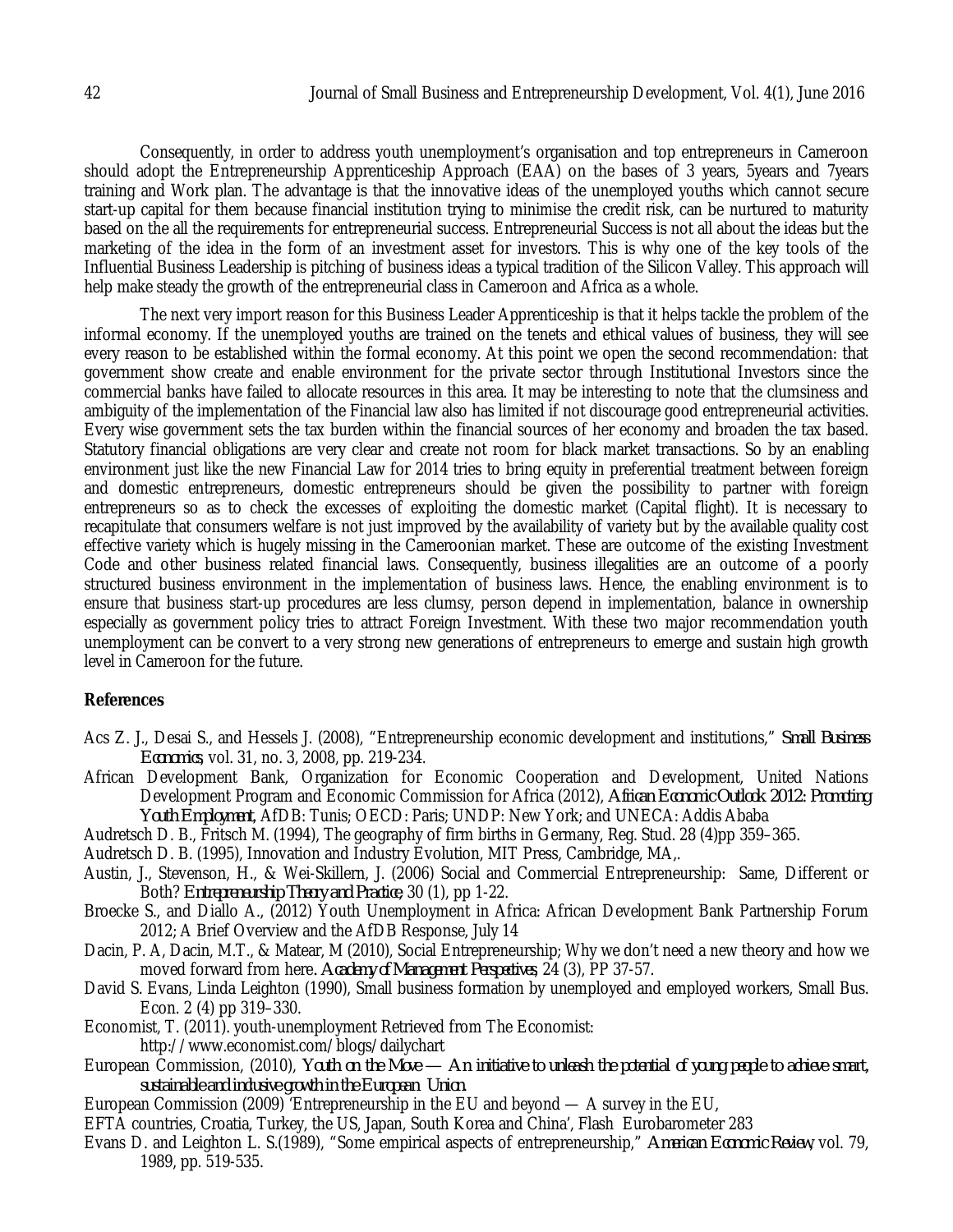Consequently, in order to address youth unemployment's organisation and top entrepreneurs in Cameroon should adopt the Entrepreneurship Apprenticeship Approach (EAA) on the bases of 3 years, 5years and 7years training and Work plan. The advantage is that the innovative ideas of the unemployed youths which cannot secure start-up capital for them because financial institution trying to minimise the credit risk, can be nurtured to maturity based on the all the requirements for entrepreneurial success. Entrepreneurial Success is not all about the ideas but the marketing of the idea in the form of an investment asset for investors. This is why one of the key tools of the Influential Business Leadership is pitching of business ideas a typical tradition of the Silicon Valley. This approach will help make steady the growth of the entrepreneurial class in Cameroon and Africa as a whole.

The next very import reason for this Business Leader Apprenticeship is that it helps tackle the problem of the informal economy. If the unemployed youths are trained on the tenets and ethical values of business, they will see every reason to be established within the formal economy. At this point we open the second recommendation: that government show create and enable environment for the private sector through Institutional Investors since the commercial banks have failed to allocate resources in this area. It may be interesting to note that the clumsiness and ambiguity of the implementation of the Financial law also has limited if not discourage good entrepreneurial activities. Every wise government sets the tax burden within the financial sources of her economy and broaden the tax based. Statutory financial obligations are very clear and create not room for black market transactions. So by an enabling environment just like the new Financial Law for 2014 tries to bring equity in preferential treatment between foreign and domestic entrepreneurs, domestic entrepreneurs should be given the possibility to partner with foreign entrepreneurs so as to check the excesses of exploiting the domestic market (Capital flight). It is necessary to recapitulate that consumers welfare is not just improved by the availability of variety but by the available quality cost effective variety which is hugely missing in the Cameroonian market. These are outcome of the existing Investment Code and other business related financial laws. Consequently, business illegalities are an outcome of a poorly structured business environment in the implementation of business laws. Hence, the enabling environment is to ensure that business start-up procedures are less clumsy, person depend in implementation, balance in ownership especially as government policy tries to attract Foreign Investment. With these two major recommendation youth unemployment can be convert to a very strong new generations of entrepreneurs to emerge and sustain high growth level in Cameroon for the future.

## References

Acs Z. J., Desai S., and Hessels J. (2008), "Entrepreneurship economic development and institutions," *Small Business Economics*, vol. 31, no. 3, 2008, pp. 219-234.

African Development Bank, Organization for Economic Cooperation and Development, United Nations Development Program and Economic Commission for Africa (2012), *African Economic Outlook 2012: Promoting Youth Employment*, AfDB: Tunis; OECD: Paris; UNDP: New York; and UNECA: Addis Ababa

Audretsch D. B., Fritsch M. (1994), The geography of firm births in Germany, Reg. Stud. 28 (4)pp 359–365.

Audretsch D. B. (1995), Innovation and Industry Evolution, MIT Press, Cambridge, MA,.

Austin, J., Stevenson, H., & Wei-Skillern, J. (2006) Social and Commercial Entrepreneurship: Same, Different or Both? *Entrepreneurship Theory and Practice*, 30 (1), pp 1-22.

Broecke S., and Diallo A., (2012) Youth Unemployment in Africa: African Development Bank Partnership Forum 2012; A Brief Overview and the AfDB Response, July 14

Dacin, P. A, Dacin, M.T., & Matear, M (2010), Social Entrepreneurship; Why we don't need a new theory and how we moved forward from here. *Academy of Management Perspectives*, 24 (3), PP 37-57.

David S. Evans, Linda Leighton (1990), Small business formation by unemployed and employed workers, Small Bus. Econ. 2 (4) pp 319–330.

Economist, T. (2011). youth-unemployment Retrieved from The Economist: http://www.economist.com/blogs/dailychart

European Commission, (2010), *Youth on the Move — An initiative to unleash the potential of young people to achieve smart, sustainable and inclusive growth in the European Union*.

European Commission (2009) 'Entrepreneurship in the EU and beyond — A survey in the EU, EFTA countries, Croatia, Turkey, the US, Japan, South Korea and China', Flash Eurobarometer 283

Evans D. and Leighton L. S.(1989), "Some empirical aspects of entrepreneurship," *American Economic Review*, vol. 79, 1989, pp. 519-535.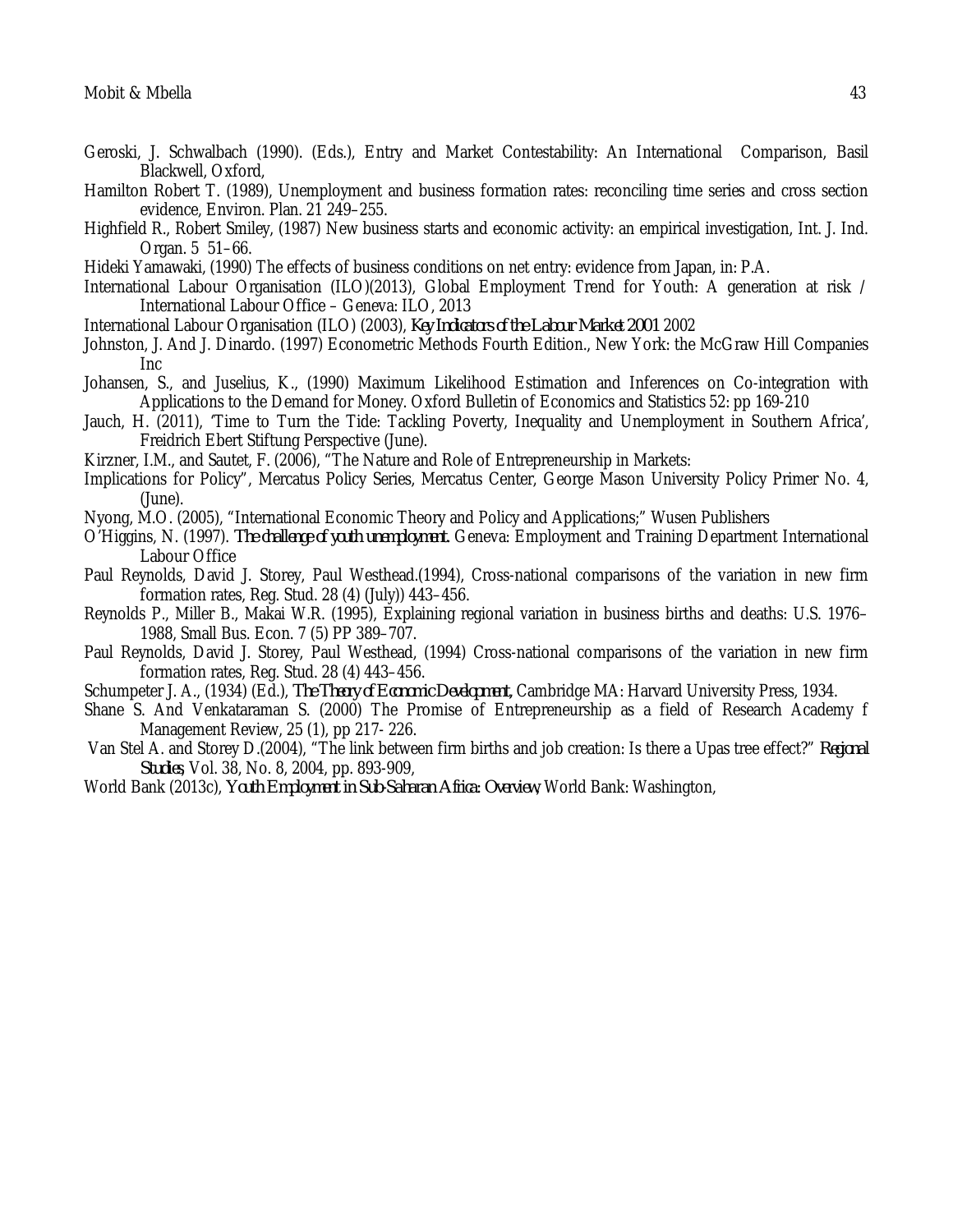Geroski, J. Schwalbach (1990). (Eds.), Entry and Market Contestability: An International Comparison, Basil Blackwell, Oxford,

Hamilton Robert T. (1989), Unemployment and business formation rates: reconciling time series and cross section evidence, Environ. Plan. 21 249–255.

Highfield R., Robert Smiley, (1987) New business starts and economic activity: an empirical investigation, Int. J. Ind. Organ. 5 51–66.

Hideki Yamawaki, (1990) The effects of business conditions on net entry: evidence from Japan, in: P.A.

International Labour Organisation (ILO)(2013), Global Employment Trend for Youth: A generation at risk / International Labour Office – Geneva: ILO, 2013

International Labour Organisation (ILO) (2003), *Key Indicators of the Labour Market 2001* 2002

Johnston, J. And J. Dinardo. (1997) Econometric Methods Fourth Edition., New York: the McGraw Hill Companies Inc

Johansen, S., and Juselius, K., (1990) Maximum Likelihood Estimation and Inferences on Co-integration with Applications to the Demand for Money. Oxford Bulletin of Economics and Statistics 52: pp 169-210

Jauch, H. (2011), 'Time to Turn the Tide: Tackling Poverty, Inequality and Unemployment in Southern Africa', Freidrich Ebert Stiftung Perspective (June).

Kirzner, I.M., and Sautet, F. (2006), "The Nature and Role of Entrepreneurship in Markets:

Implications for Policy", Mercatus Policy Series, Mercatus Center, George Mason University Policy Primer No. 4, (June).

Nyong, M.O. (2005), "International Economic Theory and Policy and Applications;" Wusen Publishers

O'Higgins, N. (1997). *The challenge of youth unemployment*. Geneva: Employment and Training Department International Labour Office

Paul Reynolds, David J. Storey, Paul Westhead.(1994), Cross-national comparisons of the variation in new firm formation rates, Reg. Stud. 28 (4) (July)) 443–456.

Reynolds P., Miller B., Makai W.R. (1995), Explaining regional variation in business births and deaths: U.S. 1976–1988, Small Bus. Econ. 7 (5) PP 389–707.

Paul Reynolds, David J. Storey, Paul Westhead, (1994) Cross-national comparisons of the variation in new firm formation rates, Reg. Stud. 28 (4) 443–456.

Schumpeter J. A., (1934) (Ed.), *The Theory of Economic Development*, Cambridge MA: Harvard University Press, 1934.

Shane S. And Venkataraman S. (2000) The Promise of Entrepreneurship as a field of Research Academy f Management Review, 25 (1), pp 217- 226.

Van Stel A. and Storey D.(2004), "The link between firm births and job creation: Is there a Upas tree effect?" *Regional Studies*, Vol. 38, No. 8, 2004, pp. 893-909,

World Bank (2013c), *Youth Employment in Sub-Saharan Africa: Overview*, World Bank: Washington,